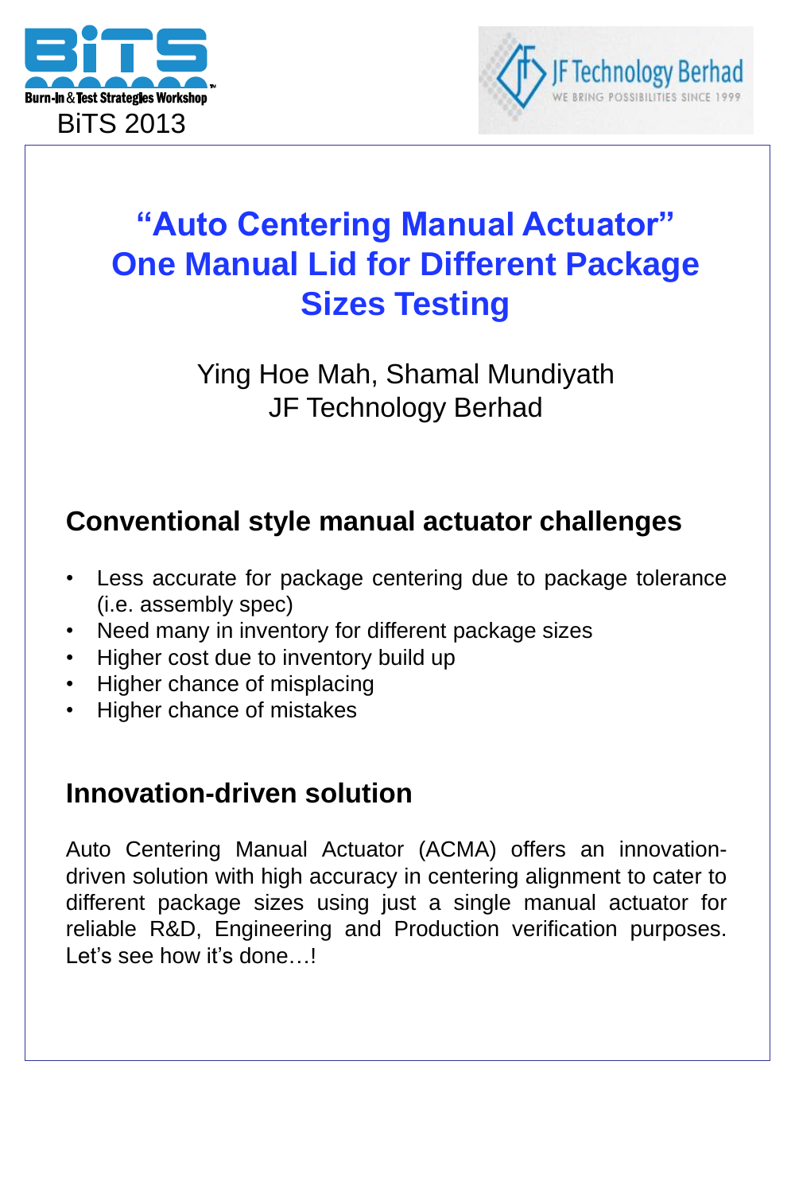Burn-In & Test Strategies Workshop

BiTS 2013

JF Technology Berhad

WE BRING POSSIBILITIES SINCE 1999

# "Auto Centering Manual Actuator" One Manual Lid for Different Package Sizes Testing

Ying Hoe Mah, Shamal Mundiyath
JF Technology Berhad

## Conventional style manual actuator challenges

- Less accurate for package centering due to package tolerance (i.e. assembly spec)
- Need many in inventory for different package sizes
- Higher cost due to inventory build up
- Higher chance of misplacing
- Higher chance of mistakes

## Innovation-driven solution

Auto Centering Manual Actuator (ACMA) offers an innovation-driven solution with high accuracy in centering alignment to cater to different package sizes using just a single manual actuator for reliable R&D, Engineering and Production verification purposes. Let's see how it's done…!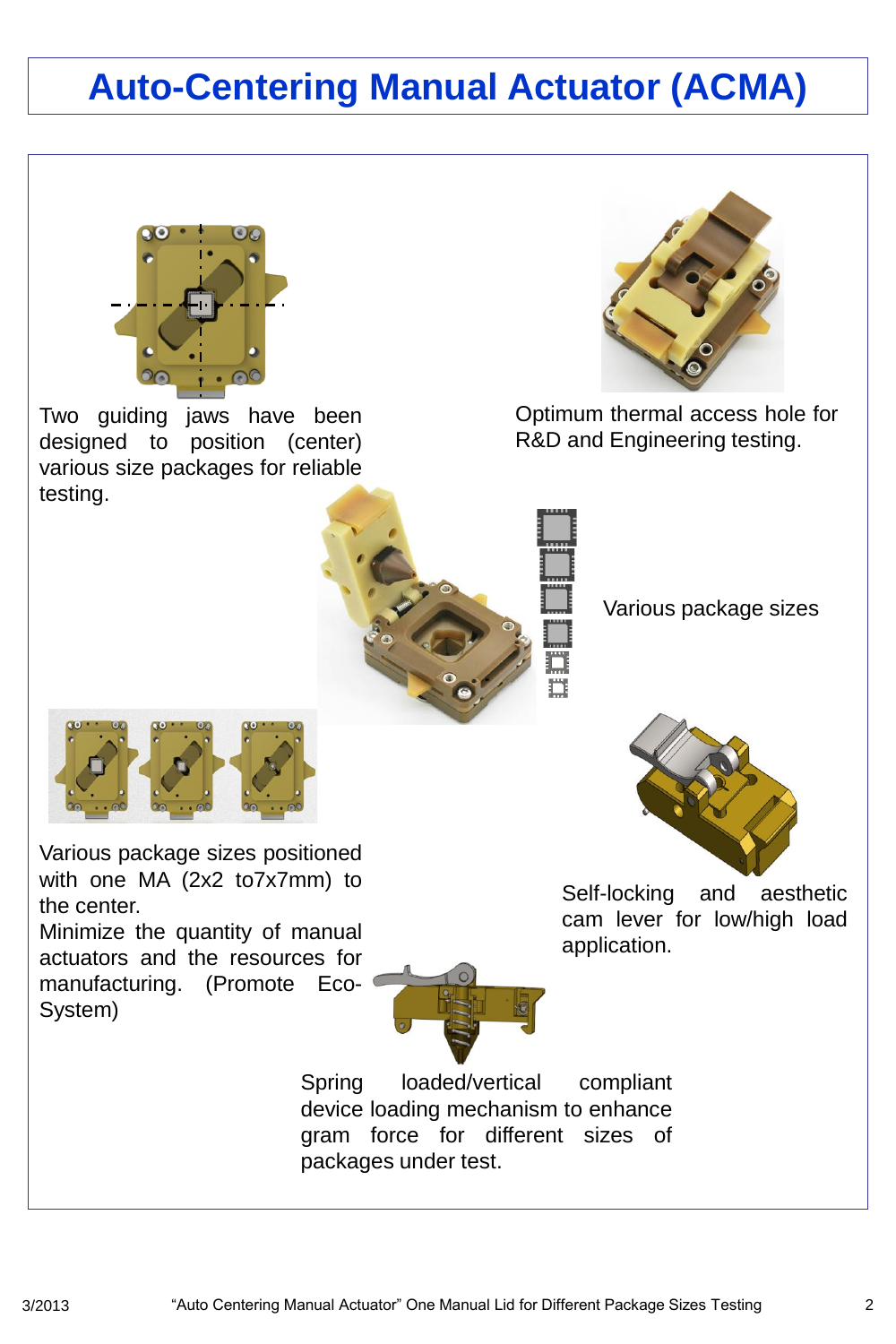# Auto-Centering Manual Actuator (ACMA)

Two guiding jaws have been designed to position (center) various size packages for reliable testing.

Optimum thermal access hole for R&D and Engineering testing.

Various package sizes

Various package sizes positioned with one MA (2x2 to7x7mm) to the center.
Minimize the quantity of manual actuators and the resources for manufacturing. (Promote Eco-System)

Self-locking and aesthetic cam lever for low/high load application.

Spring loaded/vertical compliant device loading mechanism to enhance gram force for different sizes of packages under test.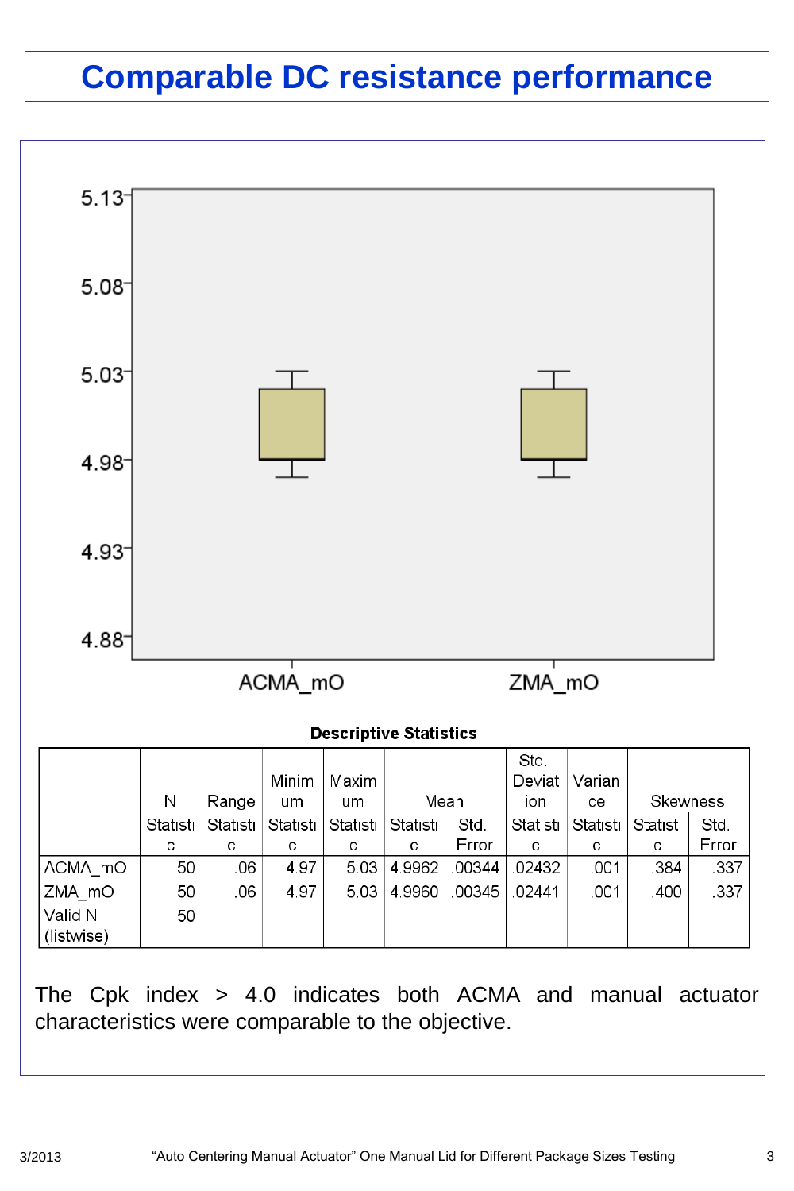# Comparable DC resistance performance

5.13
5.08
5.03
4.98
4.93
4.88

ACMA_mO
ZMA_mO

**Descriptive Statistics**

| | N | Range | Minimum | Maximum | Mean | | Std. Deviation | Variance | Skewness | |
|---|---|---|---|---|---|---|---|---|---|---|
| | Statistic | Statistic | Statistic | Statistic | Statistic | Std. Error | Statistic | Statistic | Statistic | Std. Error |
| ACMA_mO | 50 | .06 | 4.97 | 5.03 | 4.9962 | .00344 | .02432 | .001 | .384 | .337 |
| ZMA_mO | 50 | .06 | 4.97 | 5.03 | 4.9960 | .00345 | .02441 | .001 | .400 | .337 |
| Valid N (listwise) | 50 | | | | | | | | | |

The Cpk index > 4.0 indicates both ACMA and manual actuator characteristics were comparable to the objective.